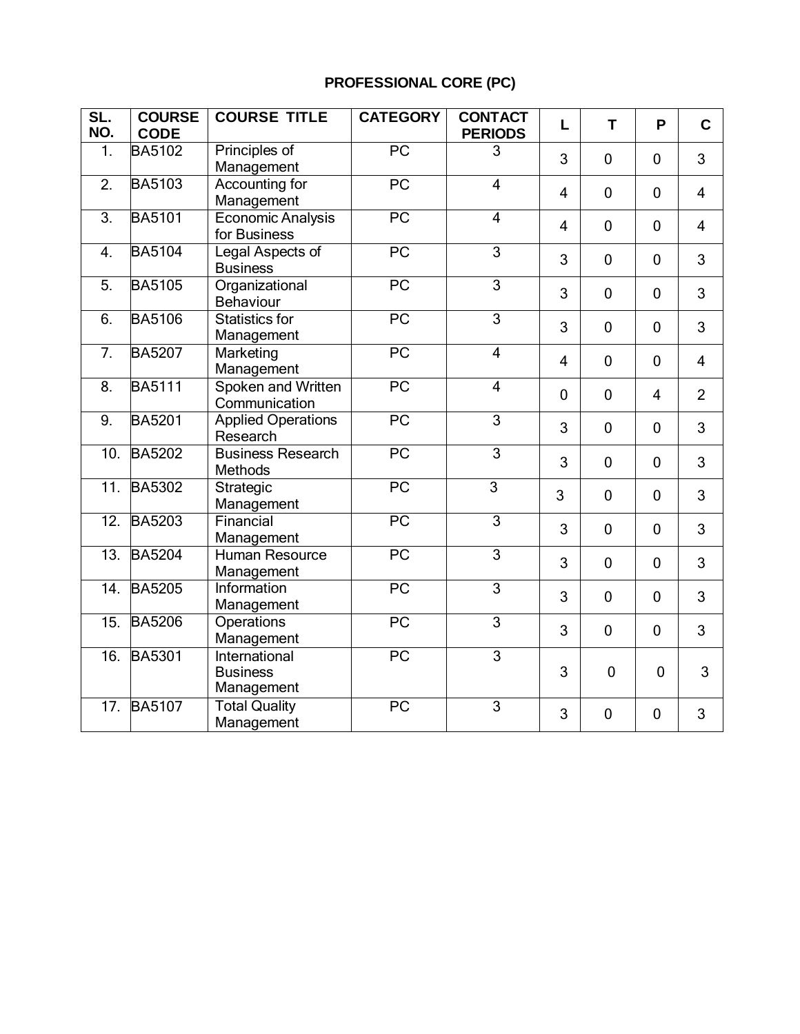## PROFESSIONAL CORE (PC)

| SL. NO. | COURSE CODE | COURSE TITLE | CATEGORY | CONTACT PERIODS | L | T | P | C |
|---|---|---|---|---|---|---|---|---|
| 1. | BA5102 | Principles of Management | PC | 3 | 3 | 0 | 0 | 3 |
| 2. | BA5103 | Accounting for Management | PC | 4 | 4 | 0 | 0 | 4 |
| 3. | BA5101 | Economic Analysis for Business | PC | 4 | 4 | 0 | 0 | 4 |
| 4. | BA5104 | Legal Aspects of Business | PC | 3 | 3 | 0 | 0 | 3 |
| 5. | BA5105 | Organizational Behaviour | PC | 3 | 3 | 0 | 0 | 3 |
| 6. | BA5106 | Statistics for Management | PC | 3 | 3 | 0 | 0 | 3 |
| 7. | BA5207 | Marketing Management | PC | 4 | 4 | 0 | 0 | 4 |
| 8. | BA5111 | Spoken and Written Communication | PC | 4 | 0 | 0 | 4 | 2 |
| 9. | BA5201 | Applied Operations Research | PC | 3 | 3 | 0 | 0 | 3 |
| 10. | BA5202 | Business Research Methods | PC | 3 | 3 | 0 | 0 | 3 |
| 11. | BA5302 | Strategic Management | PC | 3 | 3 | 0 | 0 | 3 |
| 12. | BA5203 | Financial Management | PC | 3 | 3 | 0 | 0 | 3 |
| 13. | BA5204 | Human Resource Management | PC | 3 | 3 | 0 | 0 | 3 |
| 14. | BA5205 | Information Management | PC | 3 | 3 | 0 | 0 | 3 |
| 15. | BA5206 | Operations Management | PC | 3 | 3 | 0 | 0 | 3 |
| 16. | BA5301 | International Business Management | PC | 3 | 3 | 0 | 0 | 3 |
| 17. | BA5107 | Total Quality Management | PC | 3 | 3 | 0 | 0 | 3 |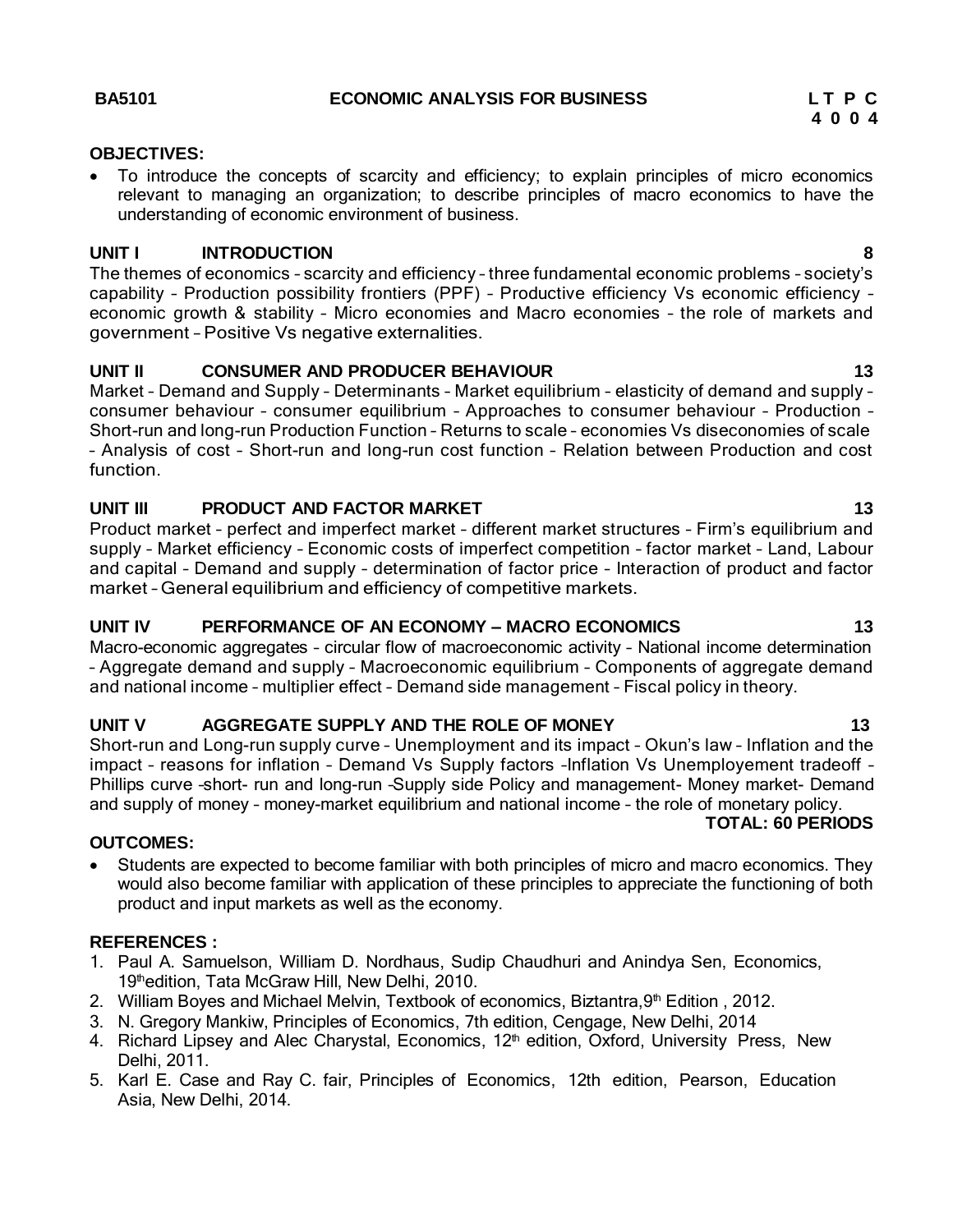**BA5101 ECONOMIC ANALYSIS FOR BUSINESS**

| L | T | P | C |
|---|---|---|---|
| 4 | 0 | 0 | 4 |

**OBJECTIVES:**

- To introduce the concepts of scarcity and efficiency; to explain principles of micro economics relevant to managing an organization; to describe principles of macro economics to have the understanding of economic environment of business.

**UNIT I INTRODUCTION 8**

The themes of economics – scarcity and efficiency – three fundamental economic problems – society's capability – Production possibility frontiers (PPF) – Productive efficiency Vs economic efficiency – economic growth & stability – Micro economies and Macro economies – the role of markets and government – Positive Vs negative externalities.

**UNIT II CONSUMER AND PRODUCER BEHAVIOUR 13**

Market – Demand and Supply – Determinants – Market equilibrium – elasticity of demand and supply – consumer behaviour – consumer equilibrium – Approaches to consumer behaviour – Production – Short-run and long-run Production Function – Returns to scale – economies Vs diseconomies of scale – Analysis of cost – Short-run and long-run cost function – Relation between Production and cost function.

**UNIT III PRODUCT AND FACTOR MARKET 13**

Product market – perfect and imperfect market – different market structures – Firm's equilibrium and supply – Market efficiency – Economic costs of imperfect competition – factor market – Land, Labour and capital – Demand and supply – determination of factor price – Interaction of product and factor market – General equilibrium and efficiency of competitive markets.

**UNIT IV PERFORMANCE OF AN ECONOMY – MACRO ECONOMICS 13**

Macro-economic aggregates – circular flow of macroeconomic activity – National income determination – Aggregate demand and supply – Macroeconomic equilibrium – Components of aggregate demand and national income – multiplier effect – Demand side management – Fiscal policy in theory.

**UNIT V AGGREGATE SUPPLY AND THE ROLE OF MONEY 13**

Short-run and Long-run supply curve – Unemployment and its impact – Okun's law – Inflation and the impact – reasons for inflation – Demand Vs Supply factors –Inflation Vs Unemployement tradeoff – Phillips curve –short- run and long-run –Supply side Policy and management- Money market- Demand and supply of money – money-market equilibrium and national income – the role of monetary policy.

**TOTAL: 60 PERIODS**

**OUTCOMES:**

- Students are expected to become familiar with both principles of micro and macro economics. They would also become familiar with application of these principles to appreciate the functioning of both product and input markets as well as the economy.

**REFERENCES :**

1. Paul A. Samuelson, William D. Nordhaus, Sudip Chaudhuri and Anindya Sen, Economics, 19th edition, Tata McGraw Hill, New Delhi, 2010.
2. William Boyes and Michael Melvin, Textbook of economics, Biztantra, 9th Edition , 2012.
3. N. Gregory Mankiw, Principles of Economics, 7th edition, Cengage, New Delhi, 2014
4. Richard Lipsey and Alec Charystal, Economics, 12th edition, Oxford, University Press, New Delhi, 2011.
5. Karl E. Case and Ray C. fair, Principles of Economics, 12th edition, Pearson, Education Asia, New Delhi, 2014.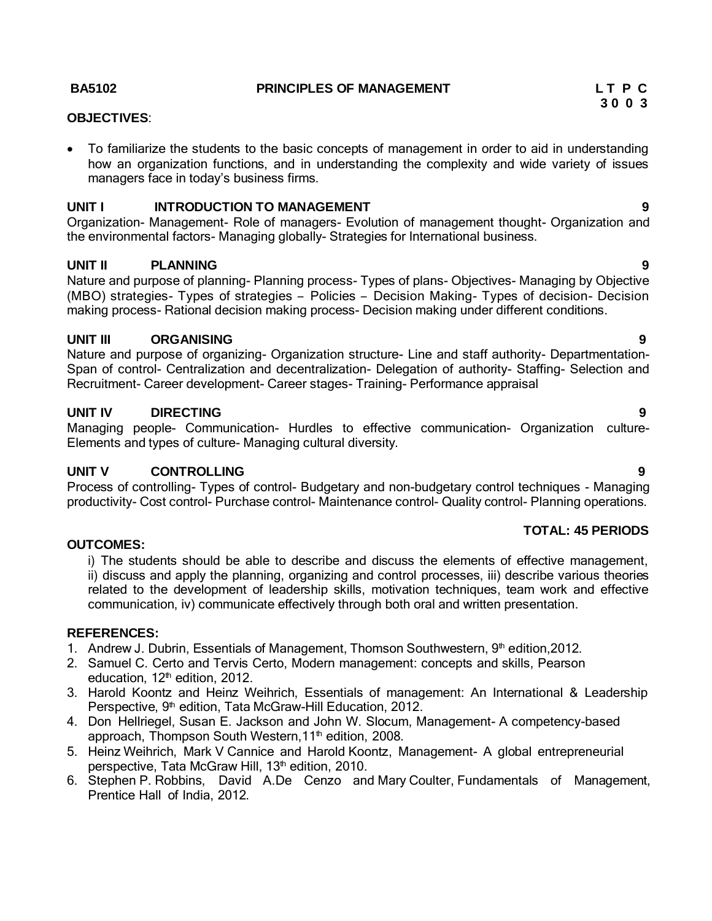**BA5102** **PRINCIPLES OF MANAGEMENT** **L T P C**
**3 0 0 3**

**OBJECTIVES**:

- To familiarize the students to the basic concepts of management in order to aid in understanding how an organization functions, and in understanding the complexity and wide variety of issues managers face in today's business firms.

**UNIT I INTRODUCTION TO MANAGEMENT 9**

Organization- Management- Role of managers- Evolution of management thought- Organization and the environmental factors- Managing globally- Strategies for International business.

**UNIT II PLANNING 9**

Nature and purpose of planning- Planning process- Types of plans- Objectives- Managing by Objective (MBO) strategies- Types of strategies – Policies – Decision Making- Types of decision- Decision making process- Rational decision making process- Decision making under different conditions.

**UNIT III ORGANISING 9**

Nature and purpose of organizing- Organization structure- Line and staff authority- Departmentation- Span of control- Centralization and decentralization- Delegation of authority- Staffing- Selection and Recruitment- Career development- Career stages- Training- Performance appraisal

**UNIT IV DIRECTING 9**

Managing people- Communication- Hurdles to effective communication- Organization culture- Elements and types of culture- Managing cultural diversity.

**UNIT V CONTROLLING 9**

Process of controlling- Types of control- Budgetary and non-budgetary control techniques - Managing productivity- Cost control- Purchase control- Maintenance control- Quality control- Planning operations.

**TOTAL: 45 PERIODS**

**OUTCOMES:**

i) The students should be able to describe and discuss the elements of effective management, ii) discuss and apply the planning, organizing and control processes, iii) describe various theories related to the development of leadership skills, motivation techniques, team work and effective communication, iv) communicate effectively through both oral and written presentation.

**REFERENCES:**

1. Andrew J. Dubrin, Essentials of Management, Thomson Southwestern, 9th edition,2012.
2. Samuel C. Certo and Tervis Certo, Modern management: concepts and skills, Pearson education, 12th edition, 2012.
3. Harold Koontz and Heinz Weihrich, Essentials of management: An International & Leadership Perspective, 9th edition, Tata McGraw-Hill Education, 2012.
4. Don Hellriegel, Susan E. Jackson and John W. Slocum, Management- A competency-based approach, Thompson South Western,11th edition, 2008.
5. Heinz Weihrich, Mark V Cannice and Harold Koontz, Management- A global entrepreneurial perspective, Tata McGraw Hill, 13th edition, 2010.
6. Stephen P. Robbins, David A.De Cenzo and Mary Coulter, Fundamentals of Management, Prentice Hall of India, 2012.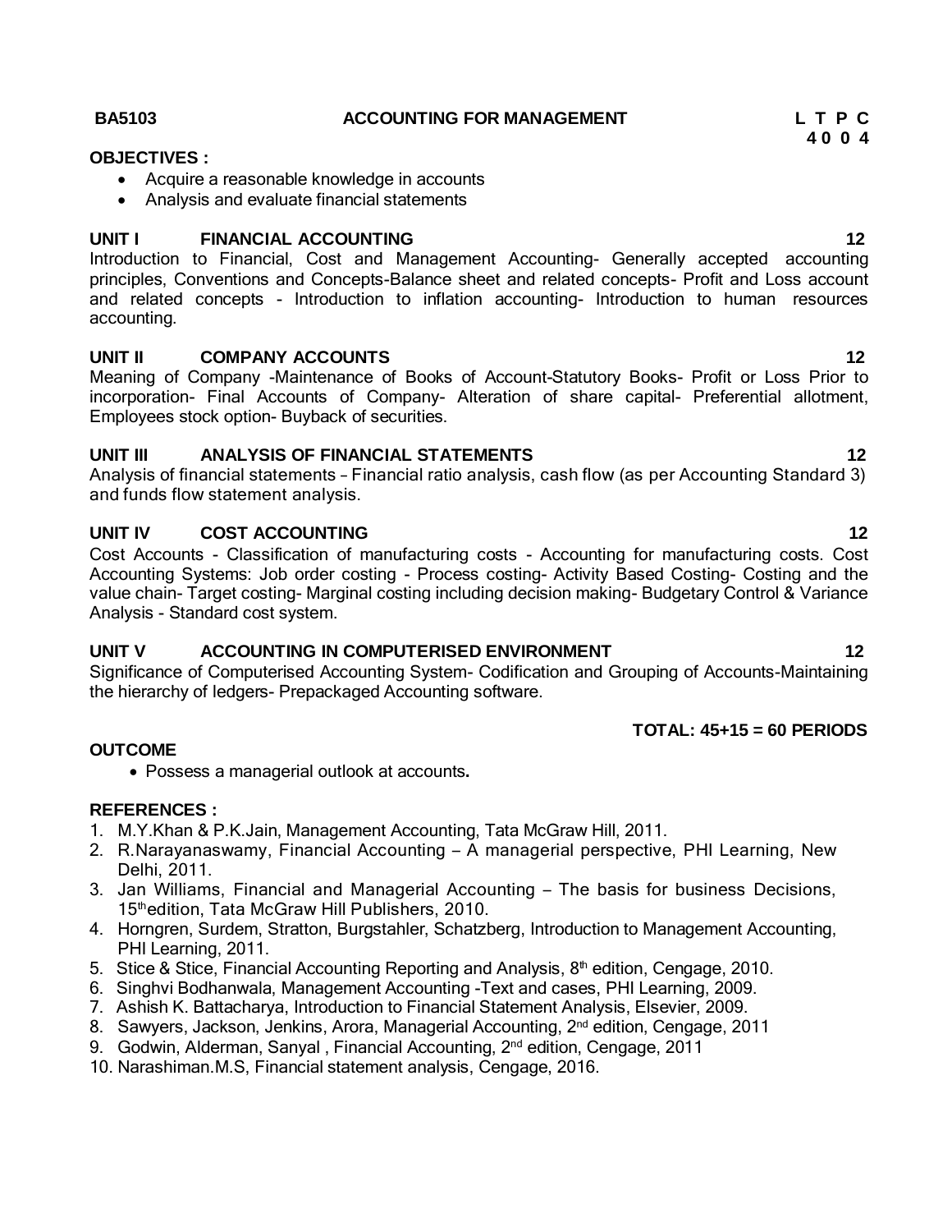## BA5103 ACCOUNTING FOR MANAGEMENT

| L | T | P | C |
|---|---|---|---|
| 4 | 0 | 0 | 4 |

**OBJECTIVES :**

- Acquire a reasonable knowledge in accounts
- Analysis and evaluate financial statements

**UNIT I FINANCIAL ACCOUNTING** **12**

Introduction to Financial, Cost and Management Accounting- Generally accepted accounting principles, Conventions and Concepts-Balance sheet and related concepts- Profit and Loss account and related concepts - Introduction to inflation accounting- Introduction to human resources accounting.

**UNIT II COMPANY ACCOUNTS** **12**

Meaning of Company -Maintenance of Books of Account-Statutory Books- Profit or Loss Prior to incorporation- Final Accounts of Company- Alteration of share capital- Preferential allotment, Employees stock option- Buyback of securities.

**UNIT III ANALYSIS OF FINANCIAL STATEMENTS** **12**

Analysis of financial statements – Financial ratio analysis, cash flow (as per Accounting Standard 3) and funds flow statement analysis.

**UNIT IV COST ACCOUNTING** **12**

Cost Accounts - Classification of manufacturing costs - Accounting for manufacturing costs. Cost Accounting Systems: Job order costing - Process costing- Activity Based Costing- Costing and the value chain- Target costing- Marginal costing including decision making- Budgetary Control & Variance Analysis - Standard cost system.

**UNIT V ACCOUNTING IN COMPUTERISED ENVIRONMENT** **12**

Significance of Computerised Accounting System- Codification and Grouping of Accounts-Maintaining the hierarchy of ledgers- Prepackaged Accounting software.

**TOTAL: 45+15 = 60 PERIODS**

**OUTCOME**

- Possess a managerial outlook at accounts**.**

**REFERENCES :**

1. M.Y.Khan & P.K.Jain, Management Accounting, Tata McGraw Hill, 2011.
2. R.Narayanaswamy, Financial Accounting – A managerial perspective, PHI Learning, New Delhi, 2011.
3. Jan Williams, Financial and Managerial Accounting – The basis for business Decisions, 15th edition, Tata McGraw Hill Publishers, 2010.
4. Horngren, Surdem, Stratton, Burgstahler, Schatzberg, Introduction to Management Accounting, PHI Learning, 2011.
5. Stice & Stice, Financial Accounting Reporting and Analysis, 8th edition, Cengage, 2010.
6. Singhvi Bodhanwala, Management Accounting -Text and cases, PHI Learning, 2009.
7. Ashish K. Battacharya, Introduction to Financial Statement Analysis, Elsevier, 2009.
8. Sawyers, Jackson, Jenkins, Arora, Managerial Accounting, 2nd edition, Cengage, 2011
9. Godwin, Alderman, Sanyal , Financial Accounting, 2nd edition, Cengage, 2011
10. Narashiman.M.S, Financial statement analysis, Cengage, 2016.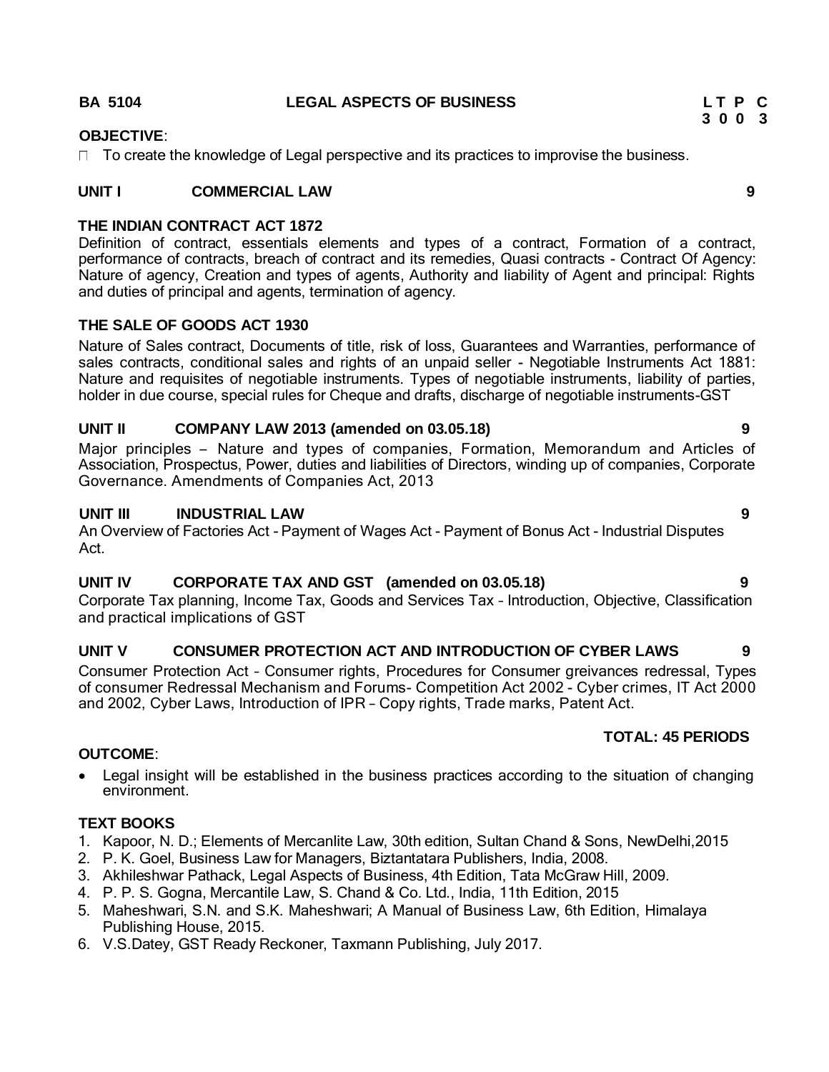**BA 5104 LEGAL ASPECTS OF BUSINESS L T P C**
**3 0 0 3**

**OBJECTIVE**:

- To create the knowledge of Legal perspective and its practices to improvise the business.

## UNIT I COMMERCIAL LAW 9

**THE INDIAN CONTRACT ACT 1872**

Definition of contract, essentials elements and types of a contract, Formation of a contract, performance of contracts, breach of contract and its remedies, Quasi contracts - Contract Of Agency: Nature of agency, Creation and types of agents, Authority and liability of Agent and principal: Rights and duties of principal and agents, termination of agency.

**THE SALE OF GOODS ACT 1930**

Nature of Sales contract, Documents of title, risk of loss, Guarantees and Warranties, performance of sales contracts, conditional sales and rights of an unpaid seller - Negotiable Instruments Act 1881: Nature and requisites of negotiable instruments. Types of negotiable instruments, liability of parties, holder in due course, special rules for Cheque and drafts, discharge of negotiable instruments-GST

## UNIT II COMPANY LAW 2013 (amended on 03.05.18) 9

Major principles – Nature and types of companies, Formation, Memorandum and Articles of Association, Prospectus, Power, duties and liabilities of Directors, winding up of companies, Corporate Governance. Amendments of Companies Act, 2013

## UNIT III INDUSTRIAL LAW 9

An Overview of Factories Act - Payment of Wages Act - Payment of Bonus Act - Industrial Disputes Act.

## UNIT IV CORPORATE TAX AND GST (amended on 03.05.18) 9

Corporate Tax planning, Income Tax, Goods and Services Tax – Introduction, Objective, Classification and practical implications of GST

## UNIT V CONSUMER PROTECTION ACT AND INTRODUCTION OF CYBER LAWS 9

Consumer Protection Act – Consumer rights, Procedures for Consumer greivances redressal, Types of consumer Redressal Mechanism and Forums- Competition Act 2002 - Cyber crimes, IT Act 2000 and 2002, Cyber Laws, Introduction of IPR – Copy rights, Trade marks, Patent Act.

**TOTAL: 45 PERIODS**

**OUTCOME**:

- Legal insight will be established in the business practices according to the situation of changing environment.

**TEXT BOOKS**

1. Kapoor, N. D.; Elements of Mercanlite Law, 30th edition, Sultan Chand & Sons, NewDelhi,2015
2. P. K. Goel, Business Law for Managers, Biztantatara Publishers, India, 2008.
3. Akhileshwar Pathack, Legal Aspects of Business, 4th Edition, Tata McGraw Hill, 2009.
4. P. P. S. Gogna, Mercantile Law, S. Chand & Co. Ltd., India, 11th Edition, 2015
5. Maheshwari, S.N. and S.K. Maheshwari; A Manual of Business Law, 6th Edition, Himalaya Publishing House, 2015.
6. V.S.Datey, GST Ready Reckoner, Taxmann Publishing, July 2017.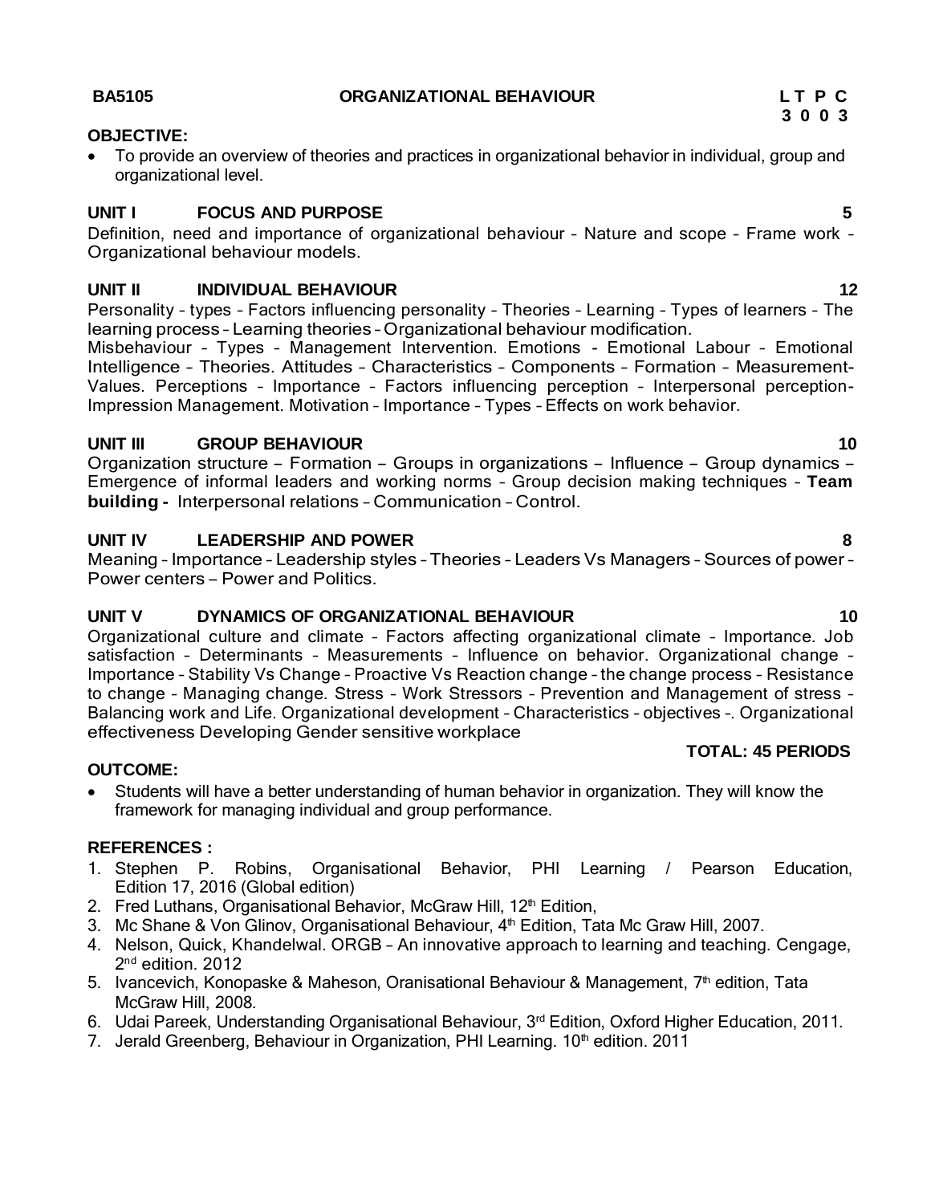**BA5105** **ORGANIZATIONAL BEHAVIOUR** **L T P C**
**3 0 0 3**

**OBJECTIVE:**

- To provide an overview of theories and practices in organizational behavior in individual, group and organizational level.

**UNIT I FOCUS AND PURPOSE** **5**

Definition, need and importance of organizational behaviour – Nature and scope – Frame work – Organizational behaviour models.

**UNIT II INDIVIDUAL BEHAVIOUR** **12**

Personality – types – Factors influencing personality – Theories – Learning – Types of learners – The learning process – Learning theories – Organizational behaviour modification.
Misbehaviour – Types – Management Intervention. Emotions - Emotional Labour – Emotional Intelligence – Theories. Attitudes – Characteristics – Components – Formation – Measurement- Values. Perceptions – Importance – Factors influencing perception – Interpersonal perception- Impression Management. Motivation – Importance – Types – Effects on work behavior.

**UNIT III GROUP BEHAVIOUR** **10**

Organization structure – Formation – Groups in organizations – Influence – Group dynamics – Emergence of informal leaders and working norms – Group decision making techniques – **Team building -** Interpersonal relations – Communication – Control.

**UNIT IV LEADERSHIP AND POWER** **8**

Meaning – Importance – Leadership styles – Theories – Leaders Vs Managers – Sources of power – Power centers – Power and Politics.

**UNIT V DYNAMICS OF ORGANIZATIONAL BEHAVIOUR** **10**

Organizational culture and climate – Factors affecting organizational climate – Importance. Job satisfaction – Determinants – Measurements – Influence on behavior. Organizational change – Importance – Stability Vs Change – Proactive Vs Reaction change – the change process – Resistance to change – Managing change. Stress – Work Stressors – Prevention and Management of stress – Balancing work and Life. Organizational development – Characteristics – objectives –. Organizational effectiveness Developing Gender sensitive workplace

**TOTAL: 45 PERIODS**

**OUTCOME:**

- Students will have a better understanding of human behavior in organization. They will know the framework for managing individual and group performance.

**REFERENCES :**

1. Stephen P. Robins, Organisational Behavior, PHI Learning / Pearson Education, Edition 17, 2016 (Global edition)
2. Fred Luthans, Organisational Behavior, McGraw Hill, 12th Edition,
3. Mc Shane & Von Glinov, Organisational Behaviour, 4th Edition, Tata Mc Graw Hill, 2007.
4. Nelson, Quick, Khandelwal. ORGB – An innovative approach to learning and teaching. Cengage, 2nd edition. 2012
5. Ivancevich, Konopaske & Maheson, Oranisational Behaviour & Management, 7th edition, Tata McGraw Hill, 2008.
6. Udai Pareek, Understanding Organisational Behaviour, 3rd Edition, Oxford Higher Education, 2011.
7. Jerald Greenberg, Behaviour in Organization, PHI Learning. 10th edition. 2011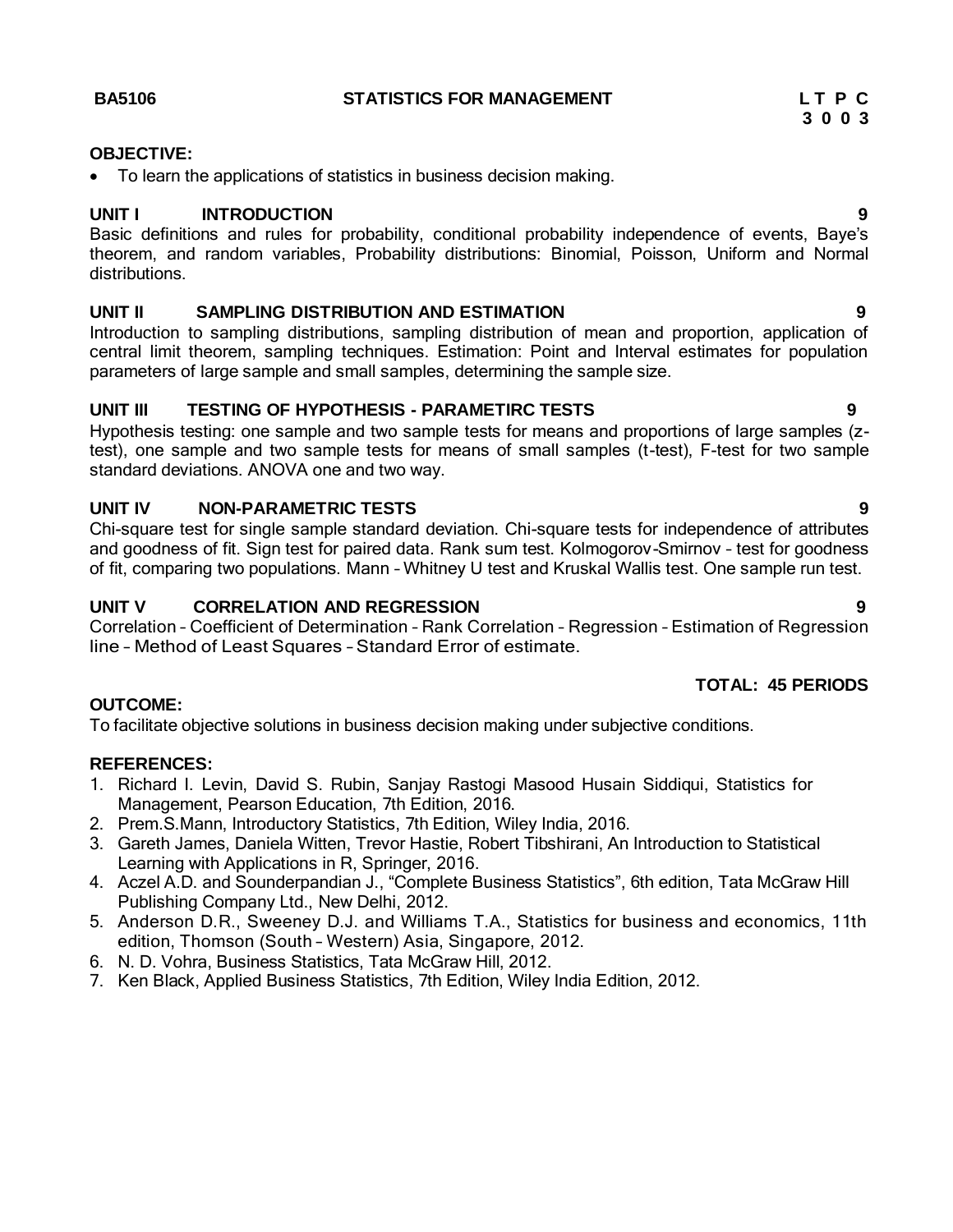**BA5106 STATISTICS FOR MANAGEMENT**

| L | T | P | C |
|---|---|---|---|
| 3 | 0 | 0 | 3 |

**OBJECTIVE:**

- To learn the applications of statistics in business decision making.

**UNIT I INTRODUCTION 9**

Basic definitions and rules for probability, conditional probability independence of events, Baye's theorem, and random variables, Probability distributions: Binomial, Poisson, Uniform and Normal distributions.

**UNIT II SAMPLING DISTRIBUTION AND ESTIMATION 9**

Introduction to sampling distributions, sampling distribution of mean and proportion, application of central limit theorem, sampling techniques. Estimation: Point and Interval estimates for population parameters of large sample and small samples, determining the sample size.

**UNIT III TESTING OF HYPOTHESIS - PARAMETIRC TESTS 9**

Hypothesis testing: one sample and two sample tests for means and proportions of large samples (z-test), one sample and two sample tests for means of small samples (t-test), F-test for two sample standard deviations. ANOVA one and two way.

**UNIT IV NON-PARAMETRIC TESTS 9**

Chi-square test for single sample standard deviation. Chi-square tests for independence of attributes and goodness of fit. Sign test for paired data. Rank sum test. Kolmogorov-Smirnov – test for goodness of fit, comparing two populations. Mann – Whitney U test and Kruskal Wallis test. One sample run test.

**UNIT V CORRELATION AND REGRESSION 9**

Correlation – Coefficient of Determination – Rank Correlation – Regression – Estimation of Regression line – Method of Least Squares – Standard Error of estimate.

**TOTAL: 45 PERIODS**

**OUTCOME:**

To facilitate objective solutions in business decision making under subjective conditions.

**REFERENCES:**

1. Richard I. Levin, David S. Rubin, Sanjay Rastogi Masood Husain Siddiqui, Statistics for Management, Pearson Education, 7th Edition, 2016.
2. Prem.S.Mann, Introductory Statistics, 7th Edition, Wiley India, 2016.
3. Gareth James, Daniela Witten, Trevor Hastie, Robert Tibshirani, An Introduction to Statistical Learning with Applications in R, Springer, 2016.
4. Aczel A.D. and Sounderpandian J., "Complete Business Statistics", 6th edition, Tata McGraw Hill Publishing Company Ltd., New Delhi, 2012.
5. Anderson D.R., Sweeney D.J. and Williams T.A., Statistics for business and economics, 11th edition, Thomson (South – Western) Asia, Singapore, 2012.
6. N. D. Vohra, Business Statistics, Tata McGraw Hill, 2012.
7. Ken Black, Applied Business Statistics, 7th Edition, Wiley India Edition, 2012.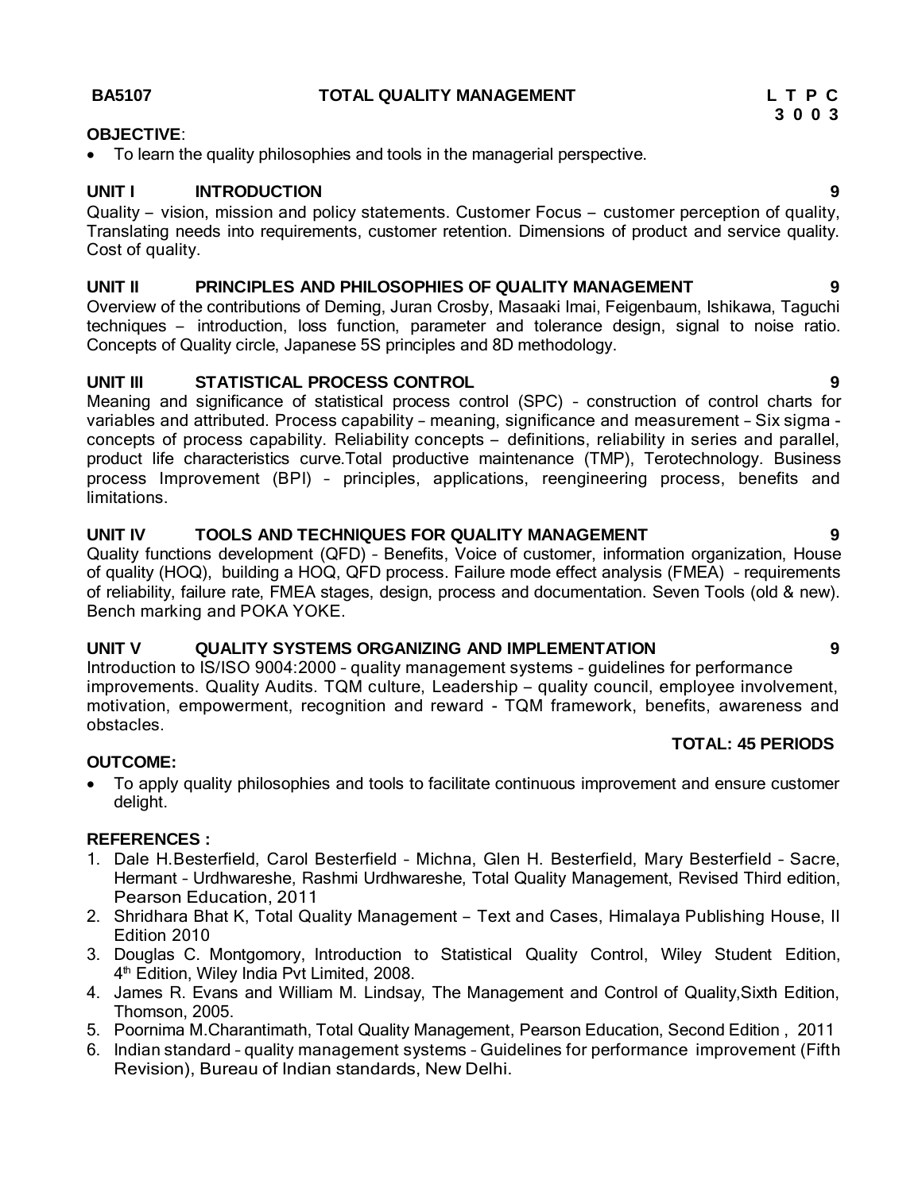**BA5107** **TOTAL QUALITY MANAGEMENT** **L T P C**
**3 0 0 3**

**OBJECTIVE**:

- To learn the quality philosophies and tools in the managerial perspective.

**UNIT I INTRODUCTION** **9**

Quality – vision, mission and policy statements. Customer Focus – customer perception of quality, Translating needs into requirements, customer retention. Dimensions of product and service quality. Cost of quality.

**UNIT II PRINCIPLES AND PHILOSOPHIES OF QUALITY MANAGEMENT** **9**

Overview of the contributions of Deming, Juran Crosby, Masaaki Imai, Feigenbaum, Ishikawa, Taguchi techniques – introduction, loss function, parameter and tolerance design, signal to noise ratio. Concepts of Quality circle, Japanese 5S principles and 8D methodology.

**UNIT III STATISTICAL PROCESS CONTROL** **9**

Meaning and significance of statistical process control (SPC) – construction of control charts for variables and attributed. Process capability – meaning, significance and measurement – Six sigma - concepts of process capability. Reliability concepts – definitions, reliability in series and parallel, product life characteristics curve.Total productive maintenance (TMP), Terotechnology. Business process Improvement (BPI) – principles, applications, reengineering process, benefits and limitations.

**UNIT IV TOOLS AND TECHNIQUES FOR QUALITY MANAGEMENT** **9**

Quality functions development (QFD) – Benefits, Voice of customer, information organization, House of quality (HOQ), building a HOQ, QFD process. Failure mode effect analysis (FMEA) – requirements of reliability, failure rate, FMEA stages, design, process and documentation. Seven Tools (old & new). Bench marking and POKA YOKE.

**UNIT V QUALITY SYSTEMS ORGANIZING AND IMPLEMENTATION** **9**

Introduction to IS/ISO 9004:2000 – quality management systems – guidelines for performance improvements. Quality Audits. TQM culture, Leadership – quality council, employee involvement, motivation, empowerment, recognition and reward - TQM framework, benefits, awareness and obstacles.

**TOTAL: 45 PERIODS**

**OUTCOME:**

- To apply quality philosophies and tools to facilitate continuous improvement and ensure customer delight.

**REFERENCES :**

1. Dale H.Besterfield, Carol Besterfield – Michna, Glen H. Besterfield, Mary Besterfield – Sacre, Hermant – Urdhwareshe, Rashmi Urdhwareshe, Total Quality Management, Revised Third edition, Pearson Education, 2011
2. Shridhara Bhat K, Total Quality Management – Text and Cases, Himalaya Publishing House, II Edition 2010
3. Douglas C. Montgomory, Introduction to Statistical Quality Control, Wiley Student Edition, 4th Edition, Wiley India Pvt Limited, 2008.
4. James R. Evans and William M. Lindsay, The Management and Control of Quality,Sixth Edition, Thomson, 2005.
5. Poornima M.Charantimath, Total Quality Management, Pearson Education, Second Edition , 2011
6. Indian standard – quality management systems – Guidelines for performance improvement (Fifth Revision), Bureau of Indian standards, New Delhi.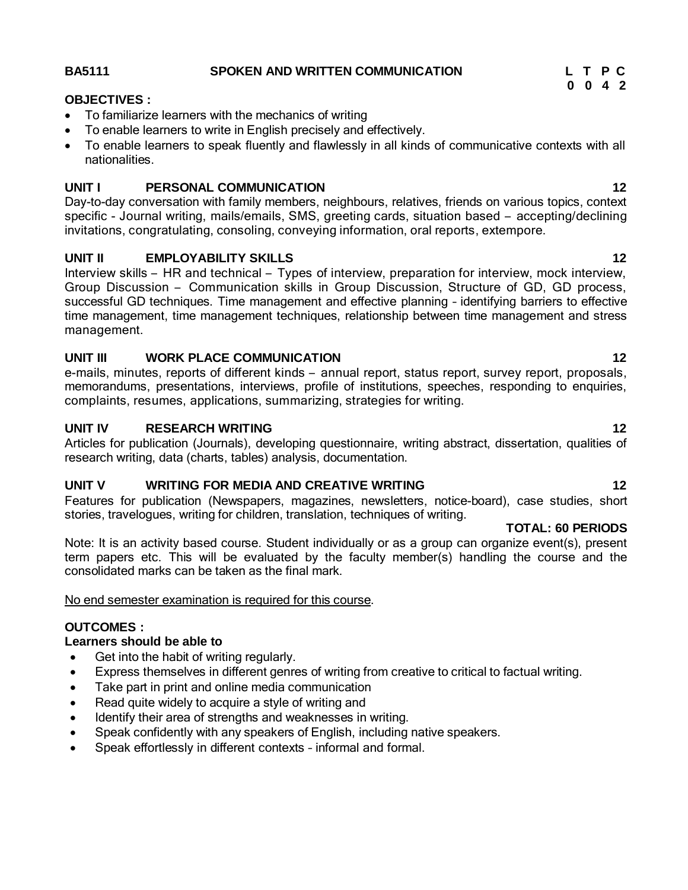**BA5111 SPOKEN AND WRITTEN COMMUNICATION**

| L | T | P | C |
|---|---|---|---|
| 0 | 0 | 4 | 2 |

**OBJECTIVES :**

- To familiarize learners with the mechanics of writing
- To enable learners to write in English precisely and effectively.
- To enable learners to speak fluently and flawlessly in all kinds of communicative contexts with all nationalities.

**UNIT I PERSONAL COMMUNICATION 12**

Day-to-day conversation with family members, neighbours, relatives, friends on various topics, context specific - Journal writing, mails/emails, SMS, greeting cards, situation based – accepting/declining invitations, congratulating, consoling, conveying information, oral reports, extempore.

**UNIT II EMPLOYABILITY SKILLS 12**

Interview skills – HR and technical – Types of interview, preparation for interview, mock interview, Group Discussion – Communication skills in Group Discussion, Structure of GD, GD process, successful GD techniques. Time management and effective planning - identifying barriers to effective time management, time management techniques, relationship between time management and stress management.

**UNIT III WORK PLACE COMMUNICATION 12**

e-mails, minutes, reports of different kinds – annual report, status report, survey report, proposals, memorandums, presentations, interviews, profile of institutions, speeches, responding to enquiries, complaints, resumes, applications, summarizing, strategies for writing.

**UNIT IV RESEARCH WRITING 12**

Articles for publication (Journals), developing questionnaire, writing abstract, dissertation, qualities of research writing, data (charts, tables) analysis, documentation.

**UNIT V WRITING FOR MEDIA AND CREATIVE WRITING 12**

Features for publication (Newspapers, magazines, newsletters, notice-board), case studies, short stories, travelogues, writing for children, translation, techniques of writing.

**TOTAL: 60 PERIODS**

Note: It is an activity based course. Student individually or as a group can organize event(s), present term papers etc. This will be evaluated by the faculty member(s) handling the course and the consolidated marks can be taken as the final mark.

No end semester examination is required for this course.

**OUTCOMES :**

**Learners should be able to**

- Get into the habit of writing regularly.
- Express themselves in different genres of writing from creative to critical to factual writing.
- Take part in print and online media communication
- Read quite widely to acquire a style of writing and
- Identify their area of strengths and weaknesses in writing.
- Speak confidently with any speakers of English, including native speakers.
- Speak effortlessly in different contexts – informal and formal.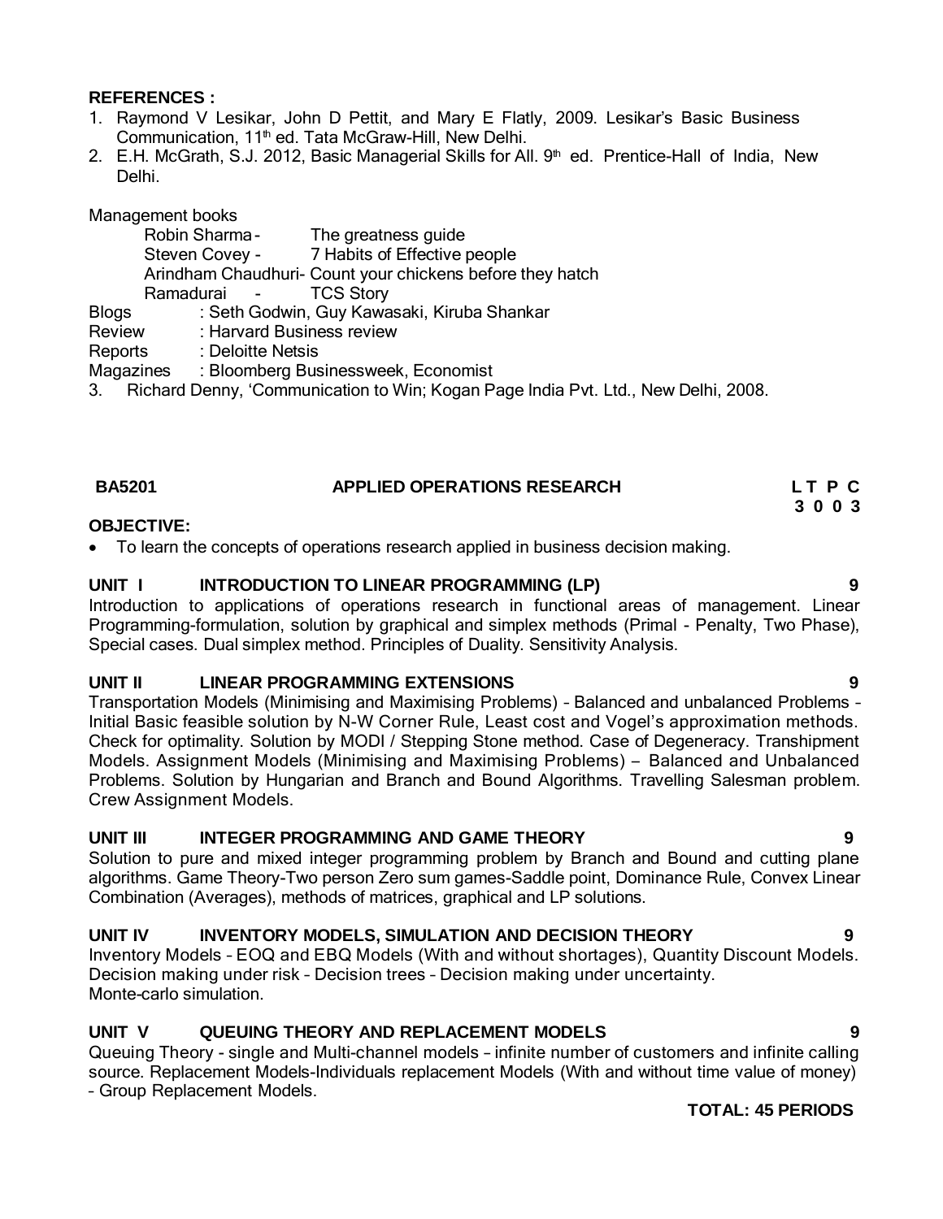**REFERENCES :**

1. Raymond V Lesikar, John D Pettit, and Mary E Flatly, 2009. Lesikar's Basic Business Communication, 11th ed. Tata McGraw-Hill, New Delhi.
2. E.H. McGrath, S.J. 2012, Basic Managerial Skills for All. 9th ed. Prentice-Hall of India, New Delhi.

Management books

- Robin Sharma - The greatness guide
- Steven Covey - 7 Habits of Effective people
- Arindham Chaudhuri- Count your chickens before they hatch
- Ramadurai - TCS Story

Blogs : Seth Godwin, Guy Kawasaki, Kiruba Shankar
Review : Harvard Business review
Reports : Deloitte Netsis
Magazines : Bloomberg Businessweek, Economist

3. Richard Denny, 'Communication to Win; Kogan Page India Pvt. Ltd., New Delhi, 2008.

## BA5201 APPLIED OPERATIONS RESEARCH

| L | T | P | C |
|---|---|---|---|
| 3 | 0 | 0 | 3 |

**OBJECTIVE:**

- To learn the concepts of operations research applied in business decision making.

### UNIT I INTRODUCTION TO LINEAR PROGRAMMING (LP) 9

Introduction to applications of operations research in functional areas of management. Linear Programming-formulation, solution by graphical and simplex methods (Primal - Penalty, Two Phase), Special cases. Dual simplex method. Principles of Duality. Sensitivity Analysis.

### UNIT II LINEAR PROGRAMMING EXTENSIONS 9

Transportation Models (Minimising and Maximising Problems) – Balanced and unbalanced Problems – Initial Basic feasible solution by N-W Corner Rule, Least cost and Vogel's approximation methods. Check for optimality. Solution by MODI / Stepping Stone method. Case of Degeneracy. Transhipment Models. Assignment Models (Minimising and Maximising Problems) – Balanced and Unbalanced Problems. Solution by Hungarian and Branch and Bound Algorithms. Travelling Salesman problem. Crew Assignment Models.

### UNIT III INTEGER PROGRAMMING AND GAME THEORY 9

Solution to pure and mixed integer programming problem by Branch and Bound and cutting plane algorithms. Game Theory-Two person Zero sum games-Saddle point, Dominance Rule, Convex Linear Combination (Averages), methods of matrices, graphical and LP solutions.

### UNIT IV INVENTORY MODELS, SIMULATION AND DECISION THEORY 9

Inventory Models – EOQ and EBQ Models (With and without shortages), Quantity Discount Models. Decision making under risk – Decision trees – Decision making under uncertainty.
Monte-carlo simulation.

### UNIT V QUEUING THEORY AND REPLACEMENT MODELS 9

Queuing Theory - single and Multi-channel models – infinite number of customers and infinite calling source. Replacement Models-Individuals replacement Models (With and without time value of money) – Group Replacement Models.

**TOTAL: 45 PERIODS**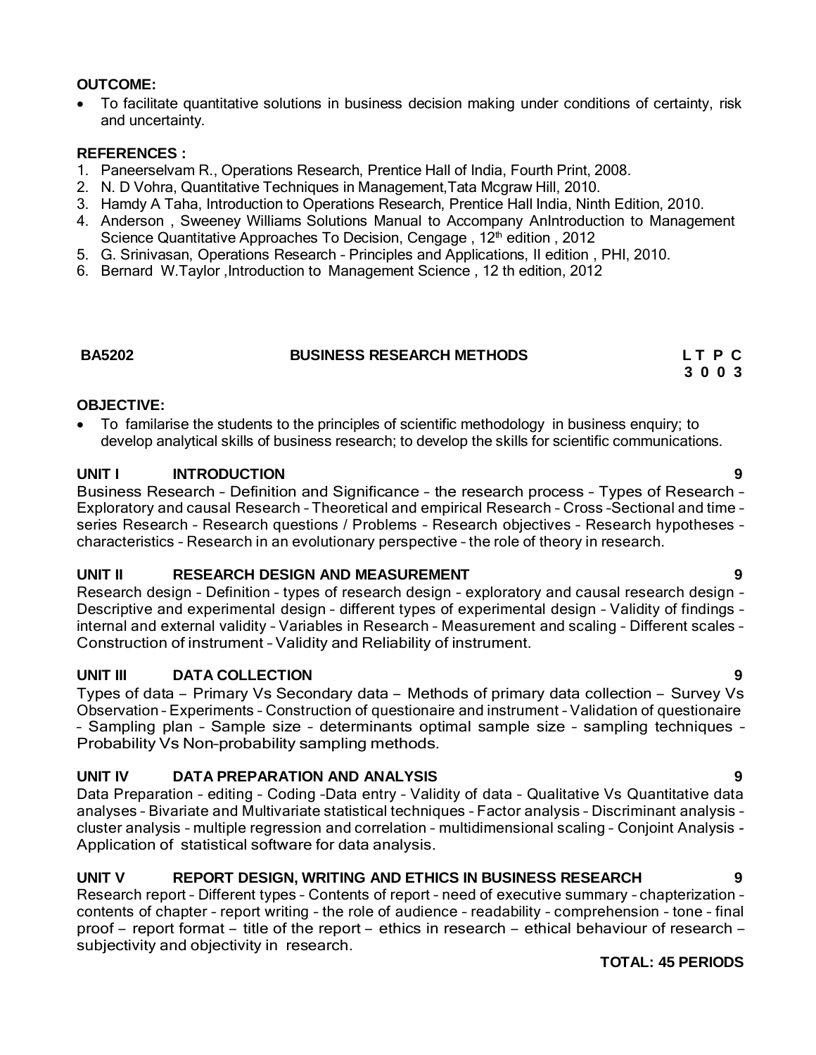**OUTCOME:**

- To facilitate quantitative solutions in business decision making under conditions of certainty, risk and uncertainty.

**REFERENCES :**

1. Paneerselvam R., Operations Research, Prentice Hall of India, Fourth Print, 2008.
2. N. D Vohra, Quantitative Techniques in Management,Tata Mcgraw Hill, 2010.
3. Hamdy A Taha, Introduction to Operations Research, Prentice Hall India, Ninth Edition, 2010.
4. Anderson , Sweeney Williams Solutions Manual to Accompany AnIntroduction to Management Science Quantitative Approaches To Decision, Cengage , 12th edition , 2012
5. G. Srinivasan, Operations Research – Principles and Applications, II edition , PHI, 2010.
6. Bernard W.Taylor ,Introduction to Management Science , 12 th edition, 2012

## BA5202 BUSINESS RESEARCH METHODS

| L | T | P | C |
|---|---|---|---|
| 3 | 0 | 0 | 3 |

**OBJECTIVE:**

- To familarise the students to the principles of scientific methodology in business enquiry; to develop analytical skills of business research; to develop the skills for scientific communications.

### UNIT I INTRODUCTION 9

Business Research – Definition and Significance – the research process – Types of Research – Exploratory and causal Research – Theoretical and empirical Research – Cross –Sectional and time – series Research – Research questions / Problems – Research objectives – Research hypotheses – characteristics – Research in an evolutionary perspective – the role of theory in research.

### UNIT II RESEARCH DESIGN AND MEASUREMENT 9

Research design – Definition – types of research design – exploratory and causal research design – Descriptive and experimental design – different types of experimental design – Validity of findings – internal and external validity – Variables in Research – Measurement and scaling – Different scales – Construction of instrument – Validity and Reliability of instrument.

### UNIT III DATA COLLECTION 9

Types of data – Primary Vs Secondary data – Methods of primary data collection – Survey Vs Observation – Experiments – Construction of questionaire and instrument – Validation of questionaire – Sampling plan – Sample size – determinants optimal sample size – sampling techniques – Probability Vs Non–probability sampling methods.

### UNIT IV DATA PREPARATION AND ANALYSIS 9

Data Preparation – editing – Coding –Data entry – Validity of data – Qualitative Vs Quantitative data analyses – Bivariate and Multivariate statistical techniques – Factor analysis – Discriminant analysis – cluster analysis – multiple regression and correlation – multidimensional scaling – Conjoint Analysis - Application of statistical software for data analysis.

### UNIT V REPORT DESIGN, WRITING AND ETHICS IN BUSINESS RESEARCH 9

Research report – Different types – Contents of report – need of executive summary – chapterization – contents of chapter – report writing – the role of audience – readability – comprehension – tone – final proof – report format – title of the report – ethics in research – ethical behaviour of research – subjectivity and objectivity in research.

**TOTAL: 45 PERIODS**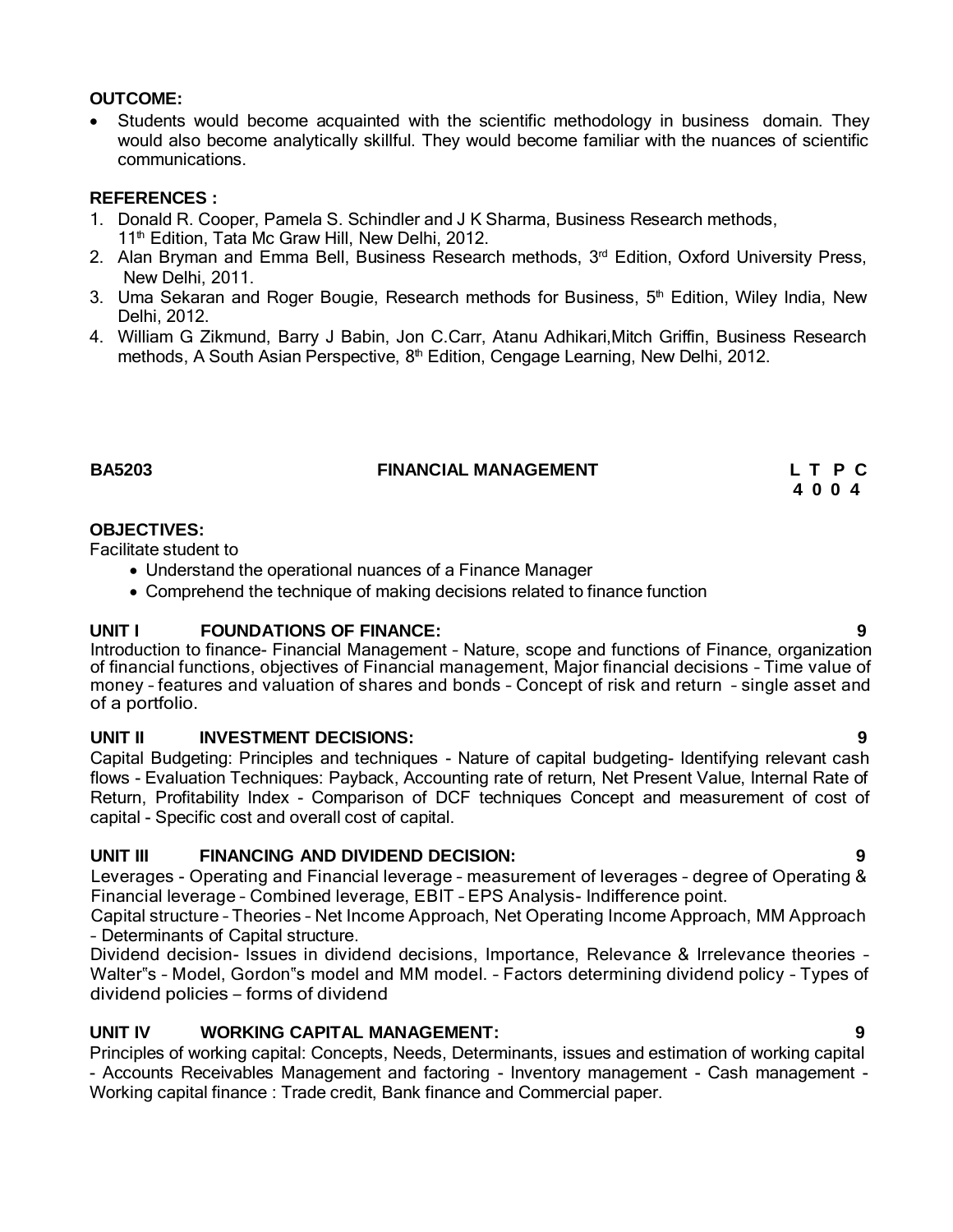**OUTCOME:**

- Students would become acquainted with the scientific methodology in business domain. They would also become analytically skillful. They would become familiar with the nuances of scientific communications.

**REFERENCES :**

1. Donald R. Cooper, Pamela S. Schindler and J K Sharma, Business Research methods, 11th Edition, Tata Mc Graw Hill, New Delhi, 2012.
2. Alan Bryman and Emma Bell, Business Research methods, 3rd Edition, Oxford University Press, New Delhi, 2011.
3. Uma Sekaran and Roger Bougie, Research methods for Business, 5th Edition, Wiley India, New Delhi, 2012.
4. William G Zikmund, Barry J Babin, Jon C.Carr, Atanu Adhikari,Mitch Griffin, Business Research methods, A South Asian Perspective, 8th Edition, Cengage Learning, New Delhi, 2012.

## BA5203 FINANCIAL MANAGEMENT

| L | T | P | C |
|---|---|---|---|
| 4 | 0 | 0 | 4 |

**OBJECTIVES:**

Facilitate student to

- Understand the operational nuances of a Finance Manager
- Comprehend the technique of making decisions related to finance function

**UNIT I FOUNDATIONS OF FINANCE: 9**

Introduction to finance- Financial Management – Nature, scope and functions of Finance, organization of financial functions, objectives of Financial management, Major financial decisions – Time value of money – features and valuation of shares and bonds – Concept of risk and return – single asset and of a portfolio.

**UNIT II INVESTMENT DECISIONS: 9**

Capital Budgeting: Principles and techniques - Nature of capital budgeting- Identifying relevant cash flows - Evaluation Techniques: Payback, Accounting rate of return, Net Present Value, Internal Rate of Return, Profitability Index - Comparison of DCF techniques Concept and measurement of cost of capital - Specific cost and overall cost of capital.

**UNIT III FINANCING AND DIVIDEND DECISION: 9**

Leverages - Operating and Financial leverage – measurement of leverages – degree of Operating & Financial leverage – Combined leverage, EBIT – EPS Analysis- Indifference point.

Capital structure – Theories – Net Income Approach, Net Operating Income Approach, MM Approach – Determinants of Capital structure.

Dividend decision- Issues in dividend decisions, Importance, Relevance & Irrelevance theories – Walter"s – Model, Gordon"s model and MM model. – Factors determining dividend policy – Types of dividend policies – forms of dividend

**UNIT IV WORKING CAPITAL MANAGEMENT: 9**

Principles of working capital: Concepts, Needs, Determinants, issues and estimation of working capital - Accounts Receivables Management and factoring - Inventory management - Cash management - Working capital finance : Trade credit, Bank finance and Commercial paper.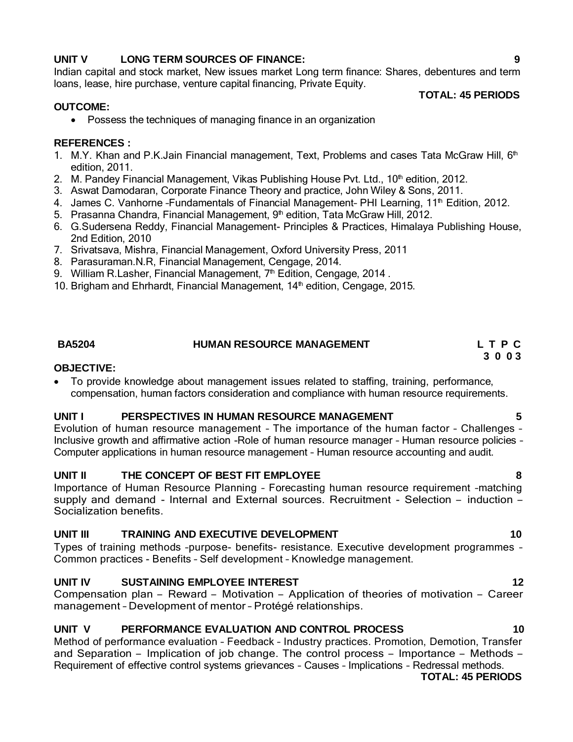**UNIT V LONG TERM SOURCES OF FINANCE: 9**

Indian capital and stock market, New issues market Long term finance: Shares, debentures and term loans, lease, hire purchase, venture capital financing, Private Equity.

**TOTAL: 45 PERIODS**

**OUTCOME:**

- Possess the techniques of managing finance in an organization

**REFERENCES :**

1. M.Y. Khan and P.K.Jain Financial management, Text, Problems and cases Tata McGraw Hill, 6th edition, 2011.
2. M. Pandey Financial Management, Vikas Publishing House Pvt. Ltd., 10th edition, 2012.
3. Aswat Damodaran, Corporate Finance Theory and practice, John Wiley & Sons, 2011.
4. James C. Vanhorne –Fundamentals of Financial Management– PHI Learning, 11th Edition, 2012.
5. Prasanna Chandra, Financial Management, 9th edition, Tata McGraw Hill, 2012.
6. G.Sudersena Reddy, Financial Management- Principles & Practices, Himalaya Publishing House, 2nd Edition, 2010
7. Srivatsava, Mishra, Financial Management, Oxford University Press, 2011
8. Parasuraman.N.R, Financial Management, Cengage, 2014.
9. William R.Lasher, Financial Management, 7th Edition, Cengage, 2014 .
10. Brigham and Ehrhardt, Financial Management, 14th edition, Cengage, 2015.

## BA5204 HUMAN RESOURCE MANAGEMENT

| L | T | P | C |
|---|---|---|---|
| 3 | 0 | 0 | 3 |

**OBJECTIVE:**

- To provide knowledge about management issues related to staffing, training, performance, compensation, human factors consideration and compliance with human resource requirements.

**UNIT I PERSPECTIVES IN HUMAN RESOURCE MANAGEMENT 5**

Evolution of human resource management – The importance of the human factor – Challenges – Inclusive growth and affirmative action -Role of human resource manager – Human resource policies – Computer applications in human resource management – Human resource accounting and audit.

**UNIT II THE CONCEPT OF BEST FIT EMPLOYEE 8**

Importance of Human Resource Planning – Forecasting human resource requirement –matching supply and demand - Internal and External sources. Recruitment - Selection – induction – Socialization benefits.

**UNIT III TRAINING AND EXECUTIVE DEVELOPMENT 10**

Types of training methods –purpose- benefits- resistance. Executive development programmes – Common practices - Benefits – Self development – Knowledge management.

**UNIT IV SUSTAINING EMPLOYEE INTEREST 12**

Compensation plan – Reward – Motivation – Application of theories of motivation – Career management – Development of mentor – Protégé relationships.

**UNIT V PERFORMANCE EVALUATION AND CONTROL PROCESS 10**

Method of performance evaluation – Feedback – Industry practices. Promotion, Demotion, Transfer and Separation – Implication of job change. The control process – Importance – Methods – Requirement of effective control systems grievances – Causes – Implications – Redressal methods.

**TOTAL: 45 PERIODS**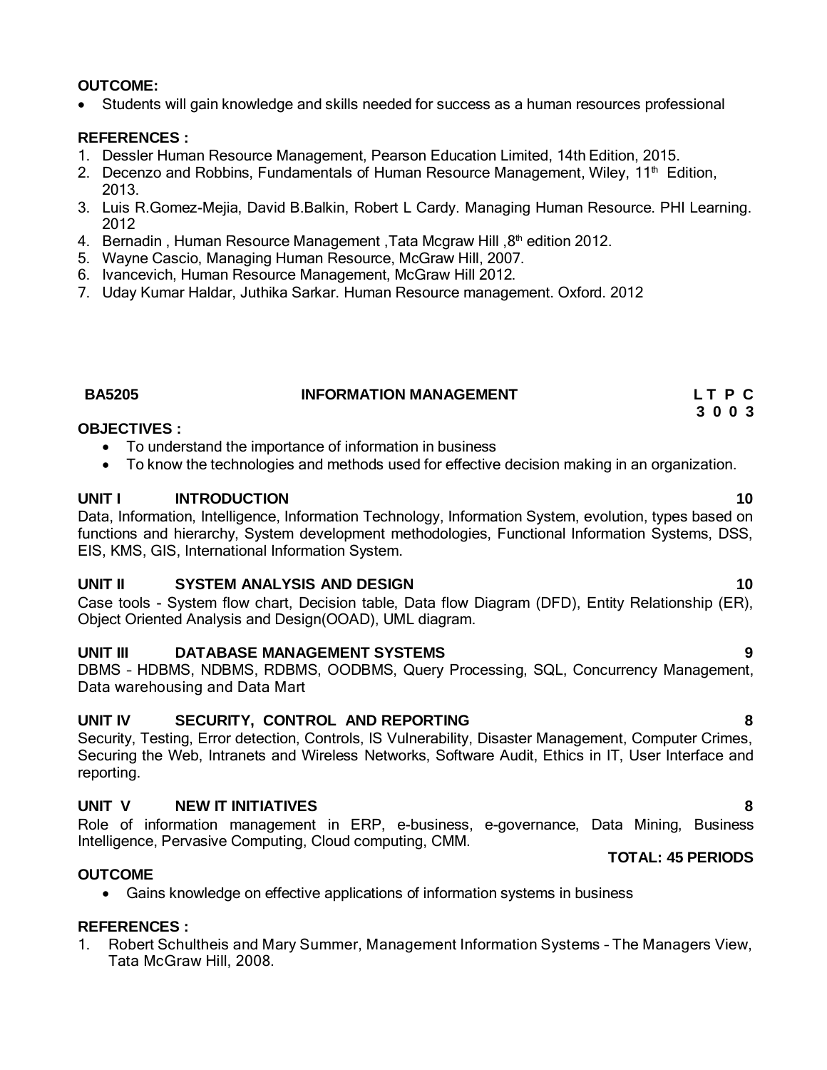**OUTCOME:**

- Students will gain knowledge and skills needed for success as a human resources professional

**REFERENCES :**

1. Dessler Human Resource Management, Pearson Education Limited, 14th Edition, 2015.
2. Decenzo and Robbins, Fundamentals of Human Resource Management, Wiley, 11th Edition, 2013.
3. Luis R.Gomez-Mejia, David B.Balkin, Robert L Cardy. Managing Human Resource. PHI Learning. 2012
4. Bernadin , Human Resource Management ,Tata Mcgraw Hill ,8th edition 2012.
5. Wayne Cascio, Managing Human Resource, McGraw Hill, 2007.
6. Ivancevich, Human Resource Management, McGraw Hill 2012.
7. Uday Kumar Haldar, Juthika Sarkar. Human Resource management. Oxford. 2012

## BA5205 INFORMATION MANAGEMENT

**L T P C**
**3 0 0 3**

**OBJECTIVES :**

- To understand the importance of information in business
- To know the technologies and methods used for effective decision making in an organization.

**UNIT I INTRODUCTION** **10**

Data, Information, Intelligence, Information Technology, Information System, evolution, types based on functions and hierarchy, System development methodologies, Functional Information Systems, DSS, EIS, KMS, GIS, International Information System.

**UNIT II SYSTEM ANALYSIS AND DESIGN** **10**

Case tools - System flow chart, Decision table, Data flow Diagram (DFD), Entity Relationship (ER), Object Oriented Analysis and Design(OOAD), UML diagram.

**UNIT III DATABASE MANAGEMENT SYSTEMS** **9**

DBMS – HDBMS, NDBMS, RDBMS, OODBMS, Query Processing, SQL, Concurrency Management, Data warehousing and Data Mart

**UNIT IV SECURITY, CONTROL AND REPORTING** **8**

Security, Testing, Error detection, Controls, IS Vulnerability, Disaster Management, Computer Crimes, Securing the Web, Intranets and Wireless Networks, Software Audit, Ethics in IT, User Interface and reporting.

**UNIT V NEW IT INITIATIVES** **8**

Role of information management in ERP, e-business, e-governance, Data Mining, Business Intelligence, Pervasive Computing, Cloud computing, CMM.

**TOTAL: 45 PERIODS**

**OUTCOME**

- Gains knowledge on effective applications of information systems in business

**REFERENCES :**

1. Robert Schultheis and Mary Summer, Management Information Systems – The Managers View, Tata McGraw Hill, 2008.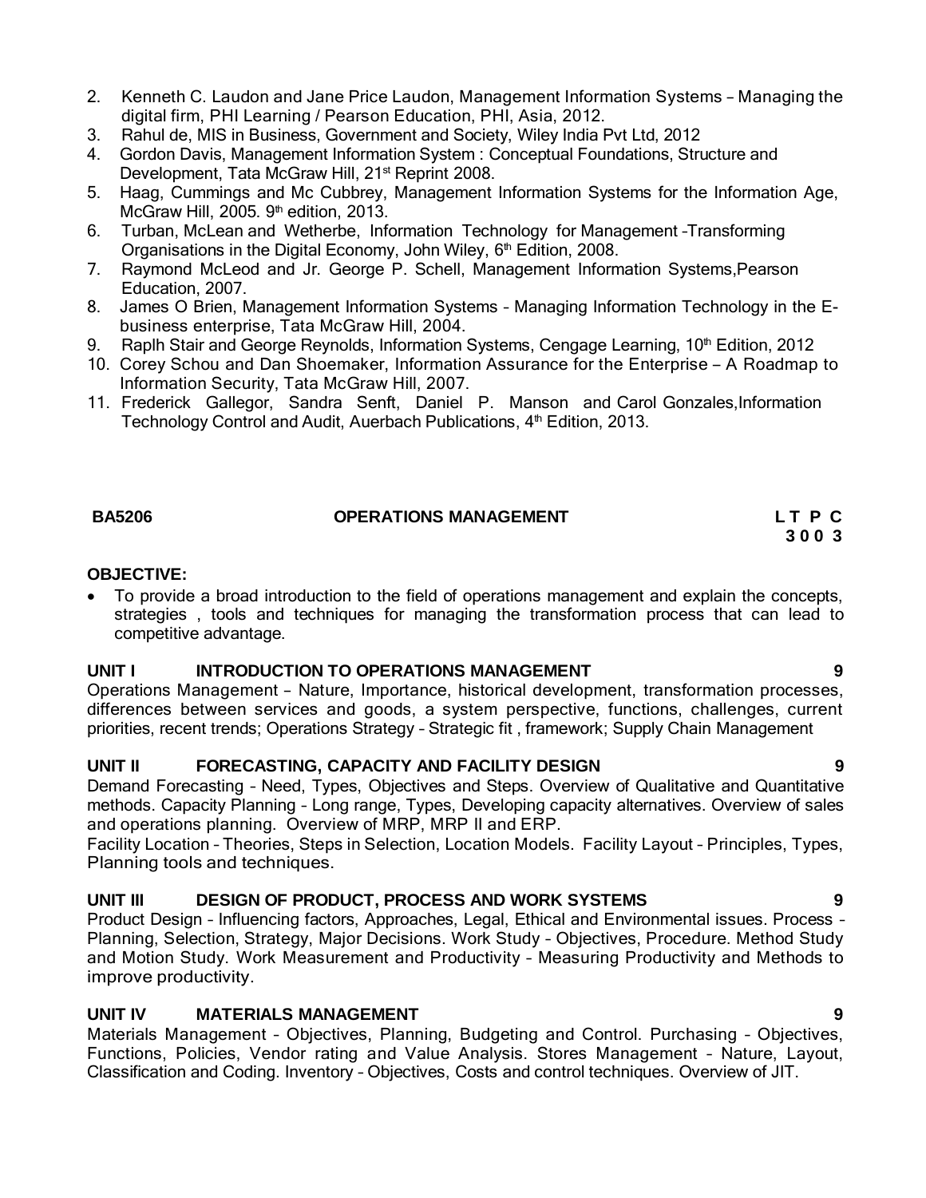2. Kenneth C. Laudon and Jane Price Laudon, Management Information Systems – Managing the digital firm, PHI Learning / Pearson Education, PHI, Asia, 2012.
3. Rahul de, MIS in Business, Government and Society, Wiley India Pvt Ltd, 2012
4. Gordon Davis, Management Information System : Conceptual Foundations, Structure and Development, Tata McGraw Hill, 21st Reprint 2008.
5. Haag, Cummings and Mc Cubbrey, Management Information Systems for the Information Age, McGraw Hill, 2005. 9th edition, 2013.
6. Turban, McLean and Wetherbe, Information Technology for Management –Transforming Organisations in the Digital Economy, John Wiley, 6th Edition, 2008.
7. Raymond McLeod and Jr. George P. Schell, Management Information Systems,Pearson Education, 2007.
8. James O Brien, Management Information Systems – Managing Information Technology in the E-business enterprise, Tata McGraw Hill, 2004.
9. Raplh Stair and George Reynolds, Information Systems, Cengage Learning, 10th Edition, 2012
10. Corey Schou and Dan Shoemaker, Information Assurance for the Enterprise – A Roadmap to Information Security, Tata McGraw Hill, 2007.
11. Frederick Gallegor, Sandra Senft, Daniel P. Manson and Carol Gonzales,Information Technology Control and Audit, Auerbach Publications, 4th Edition, 2013.

## BA5206 OPERATIONS MANAGEMENT

**L T P C**
**3 0 0 3**

**OBJECTIVE:**

- To provide a broad introduction to the field of operations management and explain the concepts, strategies , tools and techniques for managing the transformation process that can lead to competitive advantage.

### UNIT I INTRODUCTION TO OPERATIONS MANAGEMENT 9

Operations Management – Nature, Importance, historical development, transformation processes, differences between services and goods, a system perspective, functions, challenges, current priorities, recent trends; Operations Strategy – Strategic fit , framework; Supply Chain Management

### UNIT II FORECASTING, CAPACITY AND FACILITY DESIGN 9

Demand Forecasting – Need, Types, Objectives and Steps. Overview of Qualitative and Quantitative methods. Capacity Planning – Long range, Types, Developing capacity alternatives. Overview of sales and operations planning. Overview of MRP, MRP II and ERP.

Facility Location – Theories, Steps in Selection, Location Models. Facility Layout – Principles, Types, Planning tools and techniques.

### UNIT III DESIGN OF PRODUCT, PROCESS AND WORK SYSTEMS 9

Product Design – Influencing factors, Approaches, Legal, Ethical and Environmental issues. Process – Planning, Selection, Strategy, Major Decisions. Work Study – Objectives, Procedure. Method Study and Motion Study. Work Measurement and Productivity – Measuring Productivity and Methods to improve productivity.

### UNIT IV MATERIALS MANAGEMENT 9

Materials Management – Objectives, Planning, Budgeting and Control. Purchasing – Objectives, Functions, Policies, Vendor rating and Value Analysis. Stores Management – Nature, Layout, Classification and Coding. Inventory – Objectives, Costs and control techniques. Overview of JIT.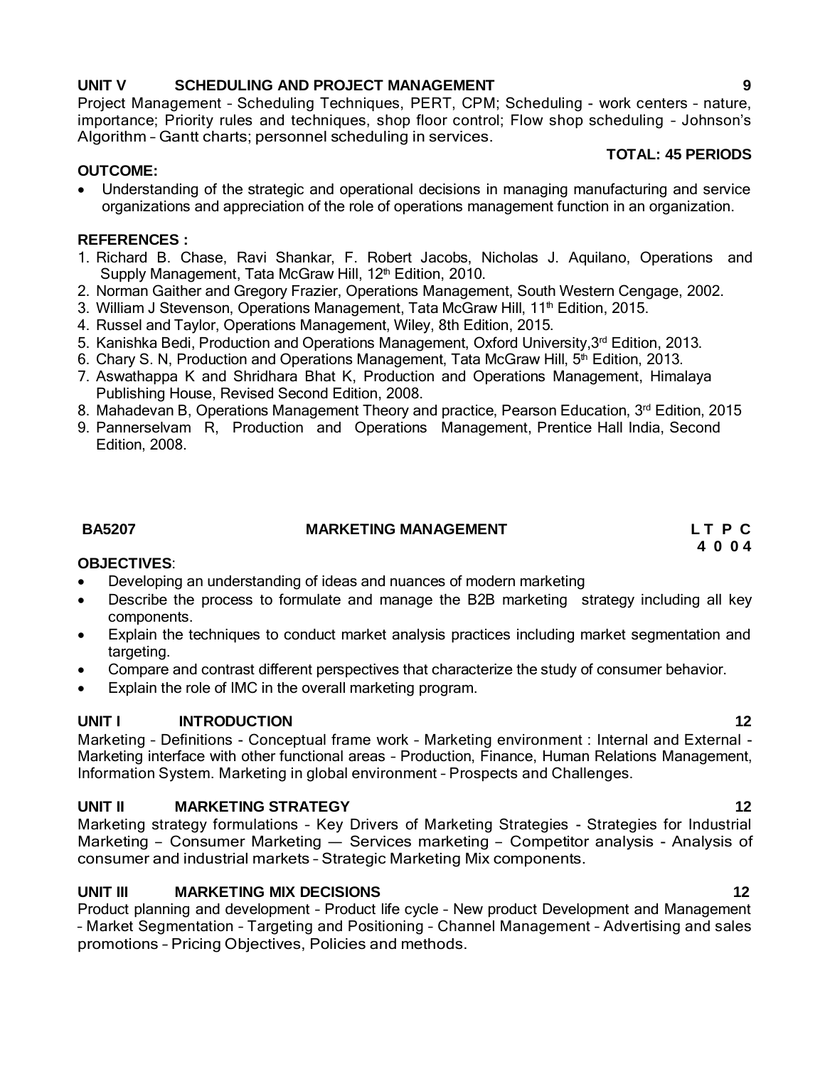**UNIT V SCHEDULING AND PROJECT MANAGEMENT 9**

Project Management – Scheduling Techniques, PERT, CPM; Scheduling - work centers – nature, importance; Priority rules and techniques, shop floor control; Flow shop scheduling – Johnson's Algorithm – Gantt charts; personnel scheduling in services.

**TOTAL: 45 PERIODS**

**OUTCOME:**

- Understanding of the strategic and operational decisions in managing manufacturing and service organizations and appreciation of the role of operations management function in an organization.

**REFERENCES :**

1. Richard B. Chase, Ravi Shankar, F. Robert Jacobs, Nicholas J. Aquilano, Operations and Supply Management, Tata McGraw Hill, 12th Edition, 2010.
2. Norman Gaither and Gregory Frazier, Operations Management, South Western Cengage, 2002.
3. William J Stevenson, Operations Management, Tata McGraw Hill, 11th Edition, 2015.
4. Russel and Taylor, Operations Management, Wiley, 8th Edition, 2015.
5. Kanishka Bedi, Production and Operations Management, Oxford University, 3rd Edition, 2013.
6. Chary S. N, Production and Operations Management, Tata McGraw Hill, 5th Edition, 2013.
7. Aswathappa K and Shridhara Bhat K, Production and Operations Management, Himalaya Publishing House, Revised Second Edition, 2008.
8. Mahadevan B, Operations Management Theory and practice, Pearson Education, 3rd Edition, 2015
9. Pannerselvam R, Production and Operations Management, Prentice Hall India, Second Edition, 2008.

## BA5207 MARKETING MANAGEMENT

| L | T | P | C |
|---|---|---|---|
| 4 | 0 | 0 | 4 |

**OBJECTIVES**:

- Developing an understanding of ideas and nuances of modern marketing
- Describe the process to formulate and manage the B2B marketing strategy including all key components.
- Explain the techniques to conduct market analysis practices including market segmentation and targeting.
- Compare and contrast different perspectives that characterize the study of consumer behavior.
- Explain the role of IMC in the overall marketing program.

**UNIT I INTRODUCTION 12**

Marketing – Definitions - Conceptual frame work – Marketing environment : Internal and External - Marketing interface with other functional areas – Production, Finance, Human Relations Management, Information System. Marketing in global environment – Prospects and Challenges.

**UNIT II MARKETING STRATEGY 12**

Marketing strategy formulations – Key Drivers of Marketing Strategies - Strategies for Industrial Marketing – Consumer Marketing — Services marketing – Competitor analysis - Analysis of consumer and industrial markets – Strategic Marketing Mix components.

**UNIT III MARKETING MIX DECISIONS 12**

Product planning and development – Product life cycle – New product Development and Management – Market Segmentation – Targeting and Positioning – Channel Management – Advertising and sales promotions – Pricing Objectives, Policies and methods.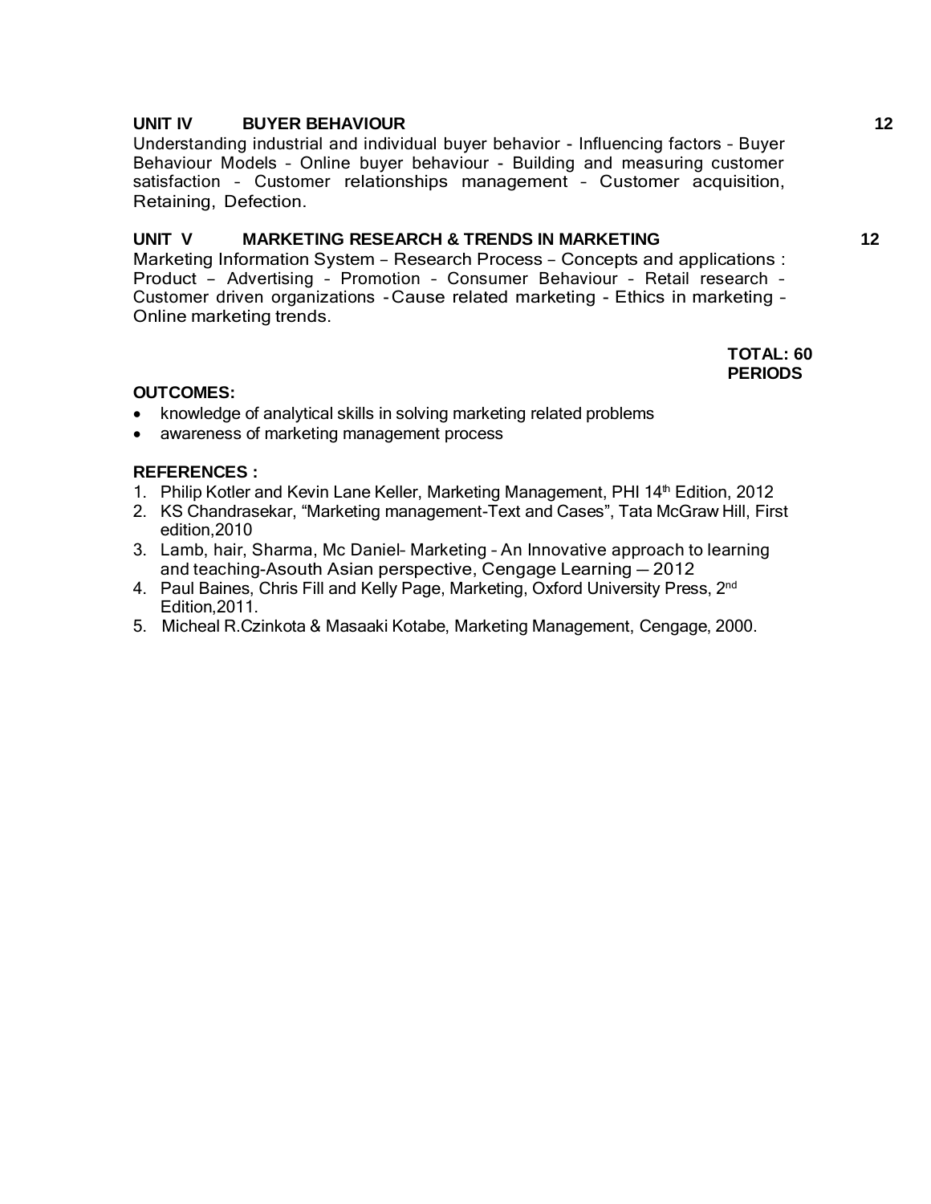**UNIT IV BUYER BEHAVIOUR** **12**

Understanding industrial and individual buyer behavior - Influencing factors – Buyer Behaviour Models – Online buyer behaviour - Building and measuring customer satisfaction – Customer relationships management – Customer acquisition, Retaining, Defection.

**UNIT V MARKETING RESEARCH & TRENDS IN MARKETING** **12**

Marketing Information System – Research Process – Concepts and applications : Product – Advertising – Promotion – Consumer Behaviour – Retail research – Customer driven organizations - Cause related marketing - Ethics in marketing – Online marketing trends.

**TOTAL: 60 PERIODS**

**OUTCOMES:**

- knowledge of analytical skills in solving marketing related problems
- awareness of marketing management process

**REFERENCES :**

1. Philip Kotler and Kevin Lane Keller, Marketing Management, PHI 14th Edition, 2012
2. KS Chandrasekar, "Marketing management-Text and Cases", Tata McGraw Hill, First edition,2010
3. Lamb, hair, Sharma, Mc Daniel- Marketing – An Innovative approach to learning and teaching-Asouth Asian perspective, Cengage Learning –- 2012
4. Paul Baines, Chris Fill and Kelly Page, Marketing, Oxford University Press, 2nd Edition,2011.
5. Micheal R.Czinkota & Masaaki Kotabe, Marketing Management, Cengage, 2000.